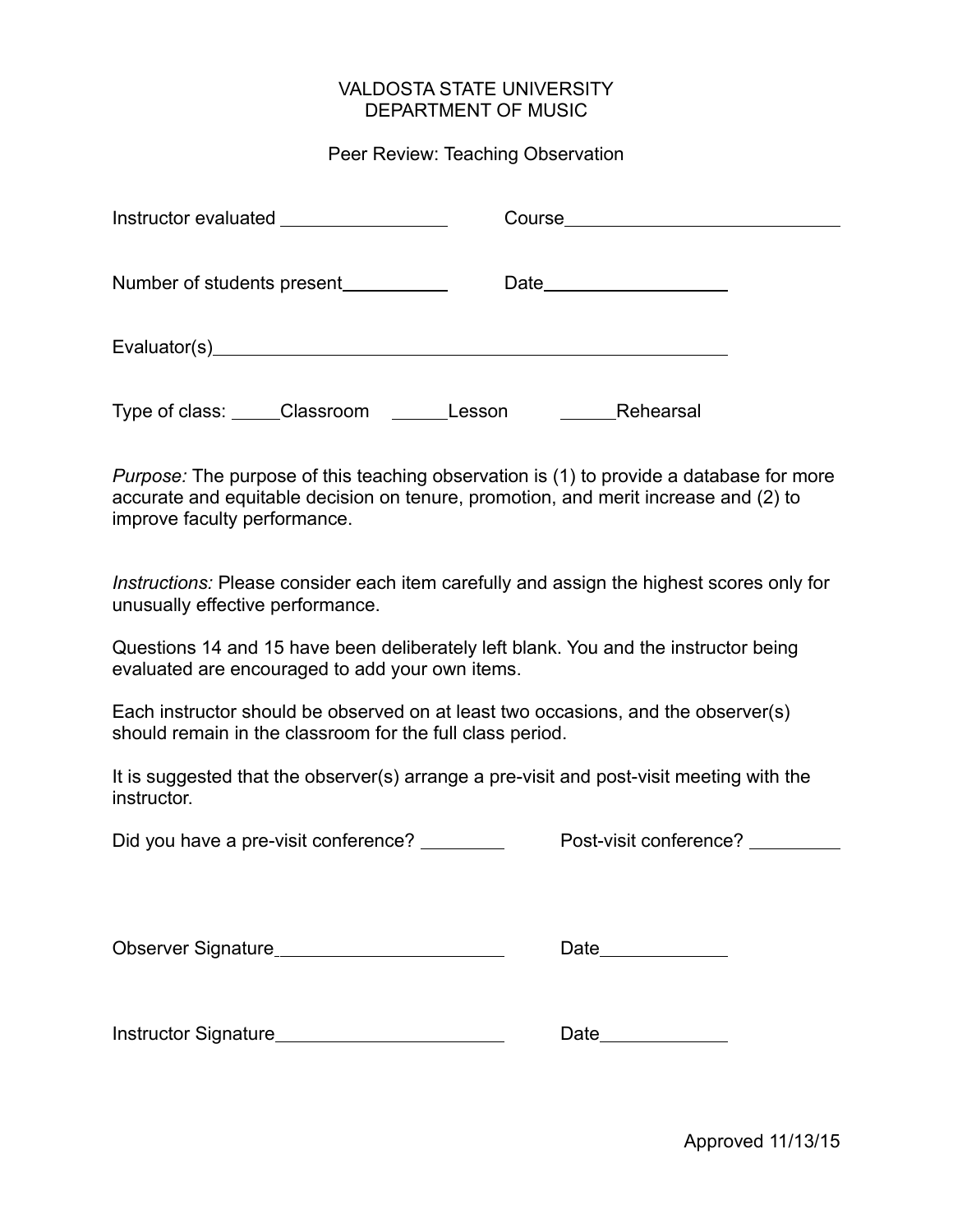VALDOSTA STATE UNIVERSITY
DEPARTMENT OF MUSIC

Peer Review: Teaching Observation

Instructor evaluated ________________ Course ____________________________

Number of students present__________ Date ___________________

Evaluator(s)_____________________________________________________

Type of class: _____Classroom ______Lesson ______Rehearsal

*Purpose:* The purpose of this teaching observation is (1) to provide a database for more accurate and equitable decision on tenure, promotion, and merit increase and (2) to improve faculty performance.

*Instructions:* Please consider each item carefully and assign the highest scores only for unusually effective performance.

Questions 14 and 15 have been deliberately left blank. You and the instructor being evaluated are encouraged to add your own items.

Each instructor should be observed on at least two occasions, and the observer(s) should remain in the classroom for the full class period.

It is suggested that the observer(s) arrange a pre-visit and post-visit meeting with the instructor.

Did you have a pre-visit conference? ________ Post-visit conference? _________

Observer Signature______________________ Date____________

Instructor Signature______________________ Date____________

Approved 11/13/15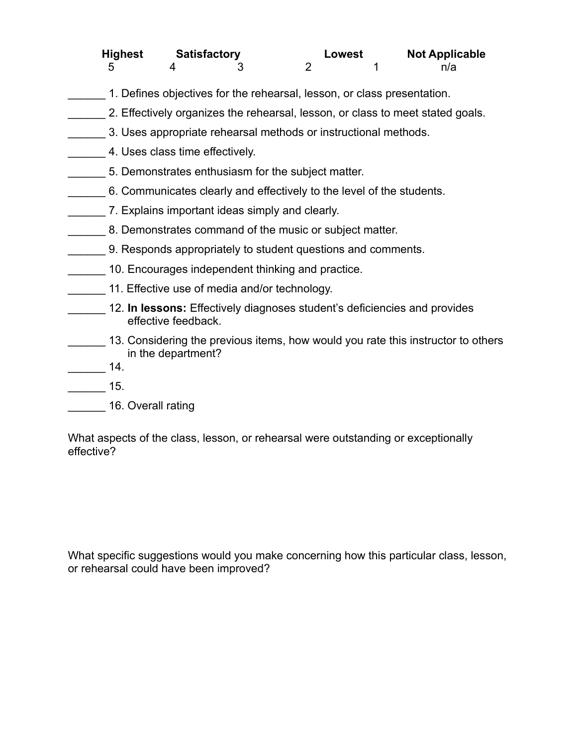| Highest | Satisfactory | | Lowest | | Not Applicable |
|---|---|---|---|---|---|
| 5 | 4 | 3 | 2 | 1 | n/a |

______ 1. Defines objectives for the rehearsal, lesson, or class presentation.

______ 2. Effectively organizes the rehearsal, lesson, or class to meet stated goals.

______ 3. Uses appropriate rehearsal methods or instructional methods.

______ 4. Uses class time effectively.

______ 5. Demonstrates enthusiasm for the subject matter.

______ 6. Communicates clearly and effectively to the level of the students.

______ 7. Explains important ideas simply and clearly.

______ 8. Demonstrates command of the music or subject matter.

______ 9. Responds appropriately to student questions and comments.

______ 10. Encourages independent thinking and practice.

______ 11. Effective use of media and/or technology.

______ 12. **In lessons:** Effectively diagnoses student's deficiencies and provides effective feedback.

______ 13. Considering the previous items, how would you rate this instructor to others in the department?

______ 14.

______ 15.

______ 16. Overall rating

What aspects of the class, lesson, or rehearsal were outstanding or exceptionally effective?

What specific suggestions would you make concerning how this particular class, lesson, or rehearsal could have been improved?